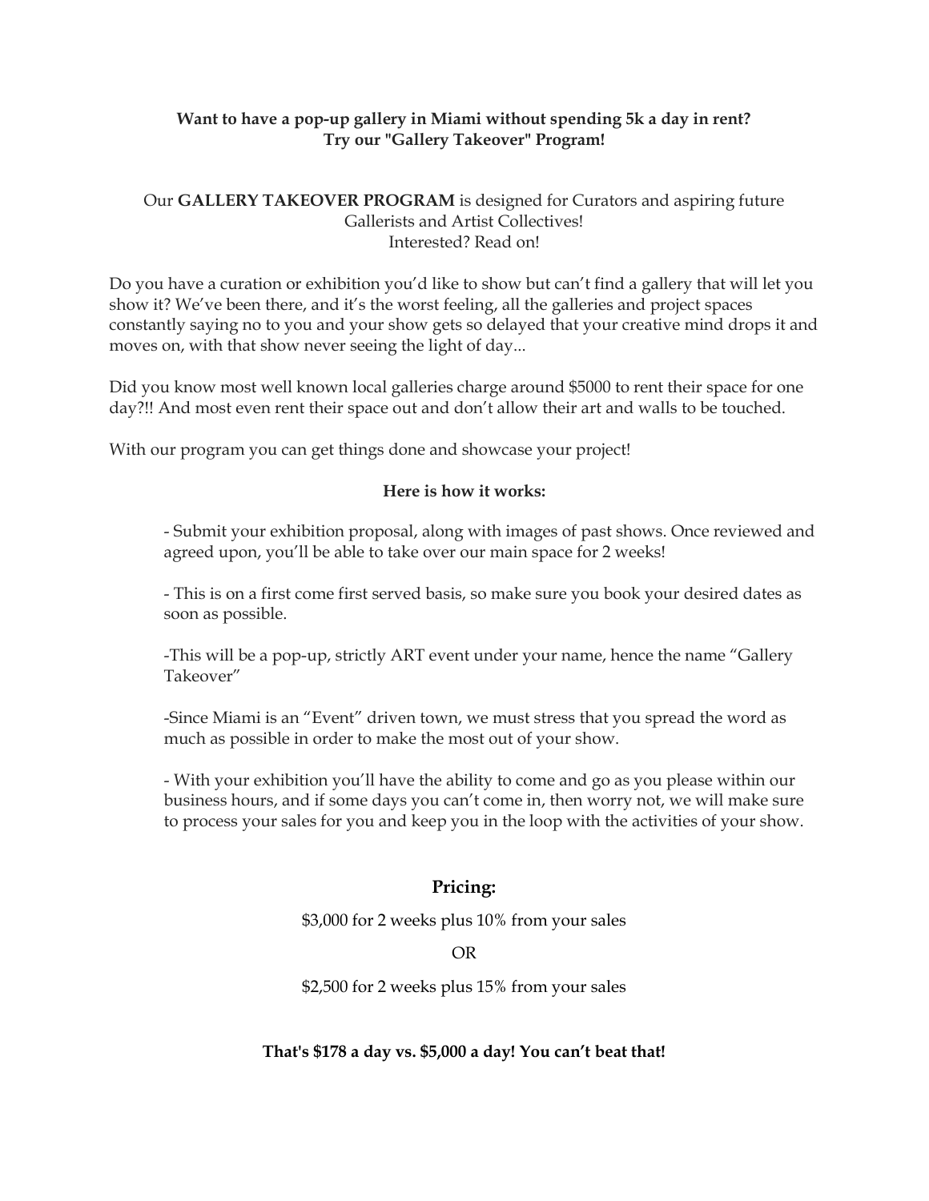**Want to have a pop-up gallery in Miami without spending 5k a day in rent?**
**Try our "Gallery Takeover" Program!**

Our **GALLERY TAKEOVER PROGRAM** is designed for Curators and aspiring future Gallerists and Artist Collectives!
Interested? Read on!

Do you have a curation or exhibition you'd like to show but can't find a gallery that will let you show it? We've been there, and it's the worst feeling, all the galleries and project spaces constantly saying no to you and your show gets so delayed that your creative mind drops it and moves on, with that show never seeing the light of day...

Did you know most well known local galleries charge around $5000 to rent their space for one day?!! And most even rent their space out and don't allow their art and walls to be touched.

With our program you can get things done and showcase your project!

**Here is how it works:**

- Submit your exhibition proposal, along with images of past shows. Once reviewed and agreed upon, you'll be able to take over our main space for 2 weeks!

- This is on a first come first served basis, so make sure you book your desired dates as soon as possible.

- This will be a pop-up, strictly ART event under your name, hence the name "Gallery Takeover"

- Since Miami is an "Event" driven town, we must stress that you spread the word as much as possible in order to make the most out of your show.

- With your exhibition you'll have the ability to come and go as you please within our business hours, and if some days you can't come in, then worry not, we will make sure to process your sales for you and keep you in the loop with the activities of your show.

## Pricing:

$3,000 for 2 weeks plus 10% from your sales

OR

$2,500 for 2 weeks plus 15% from your sales

**That's $178 a day vs. $5,000 a day! You can't beat that!**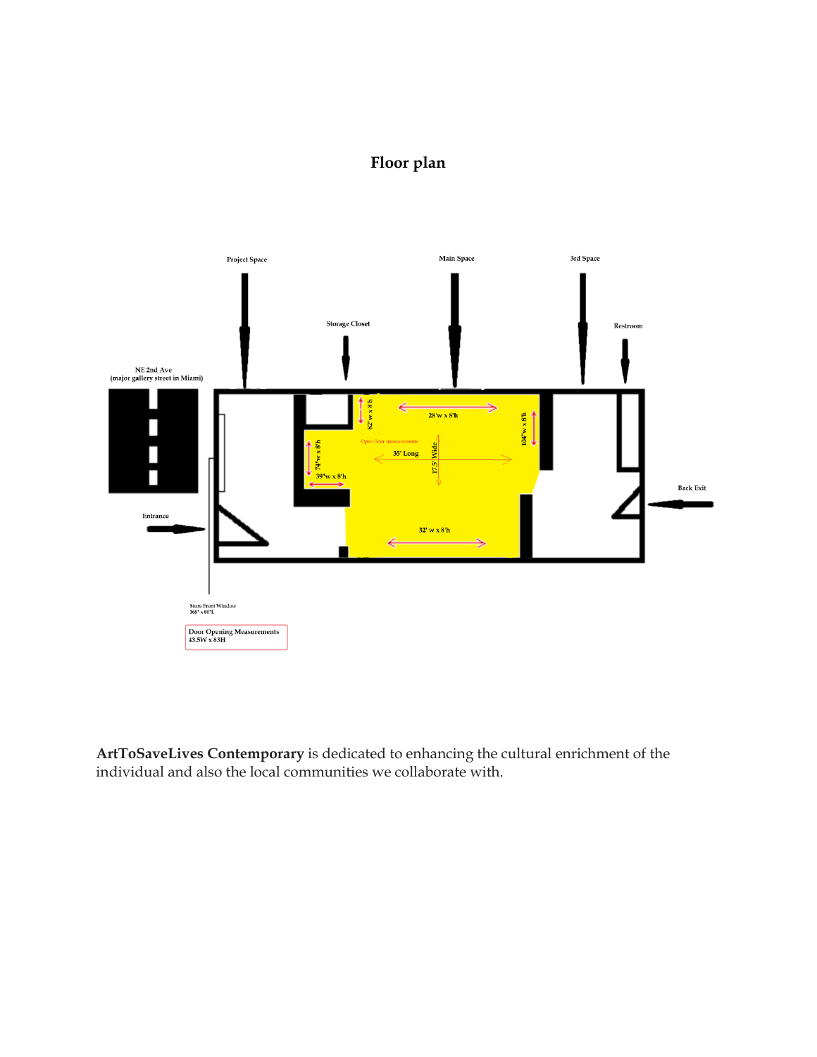# Floor plan

Project Space

Main Space

3rd Space

Storage Closet

Restroom

NE 2nd Ave
(major gallery street in Miami)

82"w x 8'h

28'w x 8'h

104"w x 8'h

Open floor measurements

74"w x 8'h

35' Long

17.5' Wide

39"w x 8'h

Back Exit

Entrance

32' w x 8'h

Store Front Window
168" x 80"L

Door Opening Measurements
43.5W x 83H

**ArtToSaveLives Contemporary** is dedicated to enhancing the cultural enrichment of the individual and also the local communities we collaborate with.